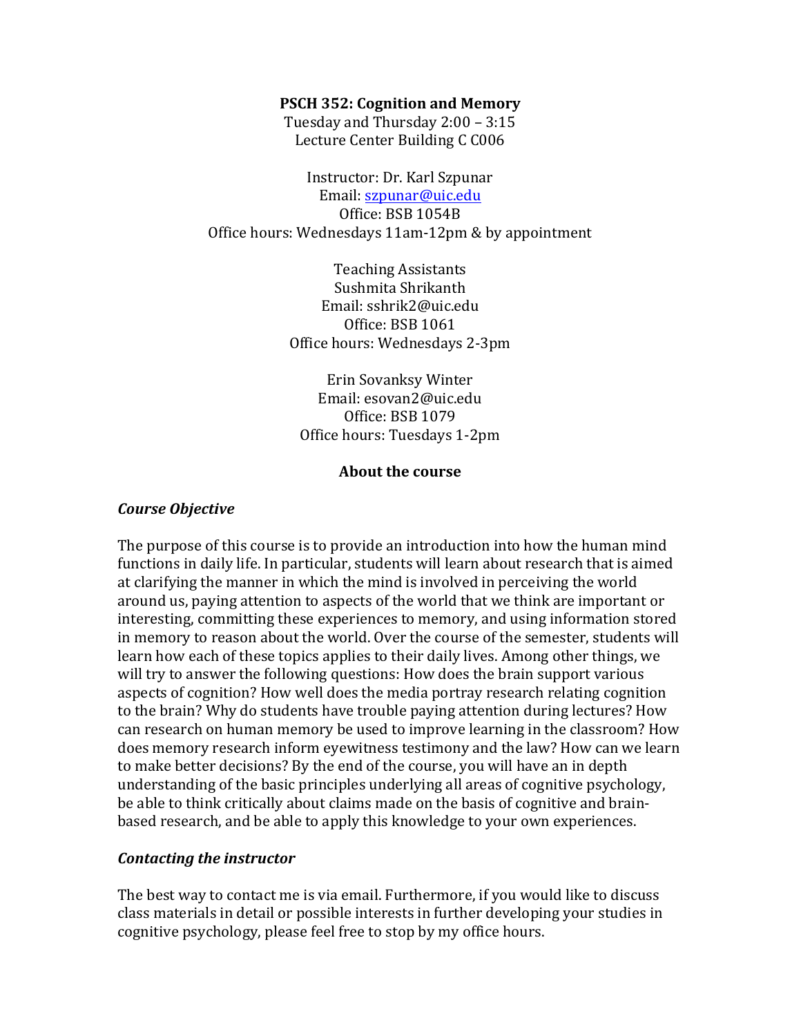**PSCH 352: Cognition and Memory**

Tuesday and Thursday 2:00 – 3:15
Lecture Center Building C C006

Instructor: Dr. Karl Szpunar
Email: szpunar@uic.edu
Office: BSB 1054B
Office hours: Wednesdays 11am-12pm & by appointment

Teaching Assistants
Sushmita Shrikanth
Email: sshrik2@uic.edu
Office: BSB 1061
Office hours: Wednesdays 2-3pm

Erin Sovanksy Winter
Email: esovan2@uic.edu
Office: BSB 1079
Office hours: Tuesdays 1-2pm

## About the course

### *Course Objective*

The purpose of this course is to provide an introduction into how the human mind functions in daily life. In particular, students will learn about research that is aimed at clarifying the manner in which the mind is involved in perceiving the world around us, paying attention to aspects of the world that we think are important or interesting, committing these experiences to memory, and using information stored in memory to reason about the world. Over the course of the semester, students will learn how each of these topics applies to their daily lives. Among other things, we will try to answer the following questions: How does the brain support various aspects of cognition? How well does the media portray research relating cognition to the brain? Why do students have trouble paying attention during lectures? How can research on human memory be used to improve learning in the classroom? How does memory research inform eyewitness testimony and the law? How can we learn to make better decisions? By the end of the course, you will have an in depth understanding of the basic principles underlying all areas of cognitive psychology, be able to think critically about claims made on the basis of cognitive and brain-based research, and be able to apply this knowledge to your own experiences.

### *Contacting the instructor*

The best way to contact me is via email. Furthermore, if you would like to discuss class materials in detail or possible interests in further developing your studies in cognitive psychology, please feel free to stop by my office hours.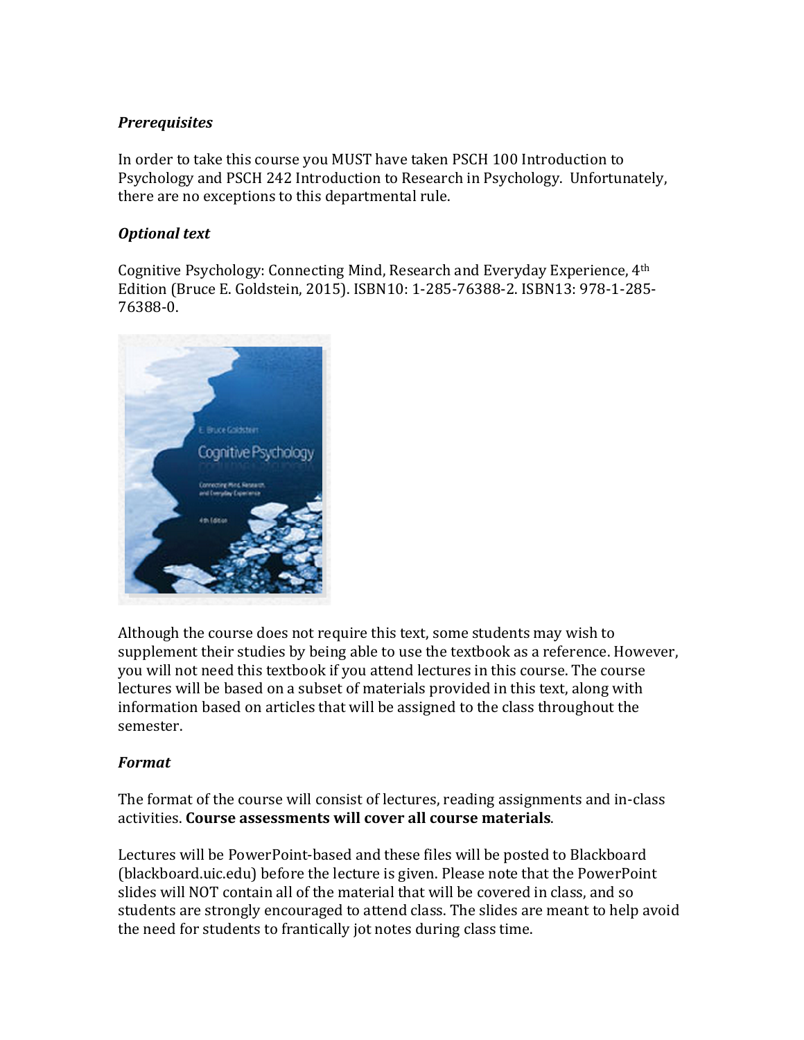### *Prerequisites*

In order to take this course you MUST have taken PSCH 100 Introduction to Psychology and PSCH 242 Introduction to Research in Psychology. Unfortunately, there are no exceptions to this departmental rule.

### *Optional text*

Cognitive Psychology: Connecting Mind, Research and Everyday Experience, 4th Edition (Bruce E. Goldstein, 2015). ISBN10: 1-285-76388-2. ISBN13: 978-1-285-76388-0.

Although the course does not require this text, some students may wish to supplement their studies by being able to use the textbook as a reference. However, you will not need this textbook if you attend lectures in this course. The course lectures will be based on a subset of materials provided in this text, along with information based on articles that will be assigned to the class throughout the semester.

### *Format*

The format of the course will consist of lectures, reading assignments and in-class activities. **Course assessments will cover all course materials**.

Lectures will be PowerPoint-based and these files will be posted to Blackboard (blackboard.uic.edu) before the lecture is given. Please note that the PowerPoint slides will NOT contain all of the material that will be covered in class, and so students are strongly encouraged to attend class. The slides are meant to help avoid the need for students to frantically jot notes during class time.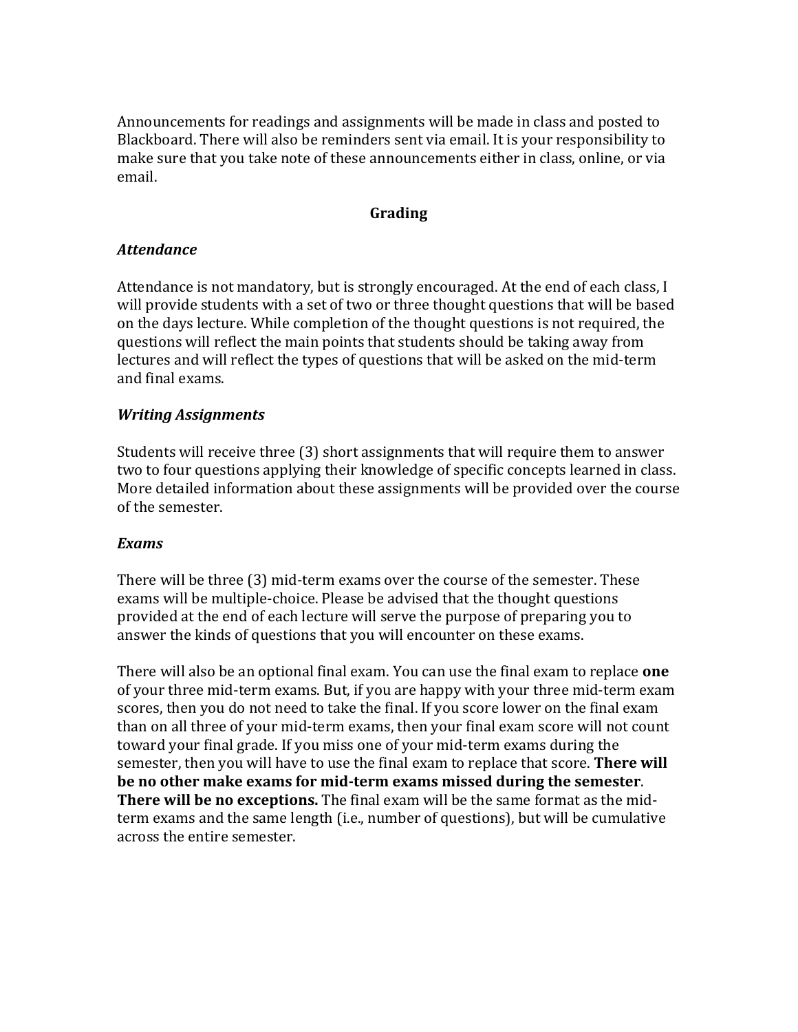Announcements for readings and assignments will be made in class and posted to Blackboard. There will also be reminders sent via email. It is your responsibility to make sure that you take note of these announcements either in class, online, or via email.

## Grading

### *Attendance*

Attendance is not mandatory, but is strongly encouraged. At the end of each class, I will provide students with a set of two or three thought questions that will be based on the days lecture. While completion of the thought questions is not required, the questions will reflect the main points that students should be taking away from lectures and will reflect the types of questions that will be asked on the mid-term and final exams.

### *Writing Assignments*

Students will receive three (3) short assignments that will require them to answer two to four questions applying their knowledge of specific concepts learned in class. More detailed information about these assignments will be provided over the course of the semester.

### *Exams*

There will be three (3) mid-term exams over the course of the semester. These exams will be multiple-choice. Please be advised that the thought questions provided at the end of each lecture will serve the purpose of preparing you to answer the kinds of questions that you will encounter on these exams.

There will also be an optional final exam. You can use the final exam to replace **one** of your three mid-term exams. But, if you are happy with your three mid-term exam scores, then you do not need to take the final. If you score lower on the final exam than on all three of your mid-term exams, then your final exam score will not count toward your final grade. If you miss one of your mid-term exams during the semester, then you will have to use the final exam to replace that score. **There will be no other make exams for mid-term exams missed during the semester**. **There will be no exceptions.** The final exam will be the same format as the mid-term exams and the same length (i.e., number of questions), but will be cumulative across the entire semester.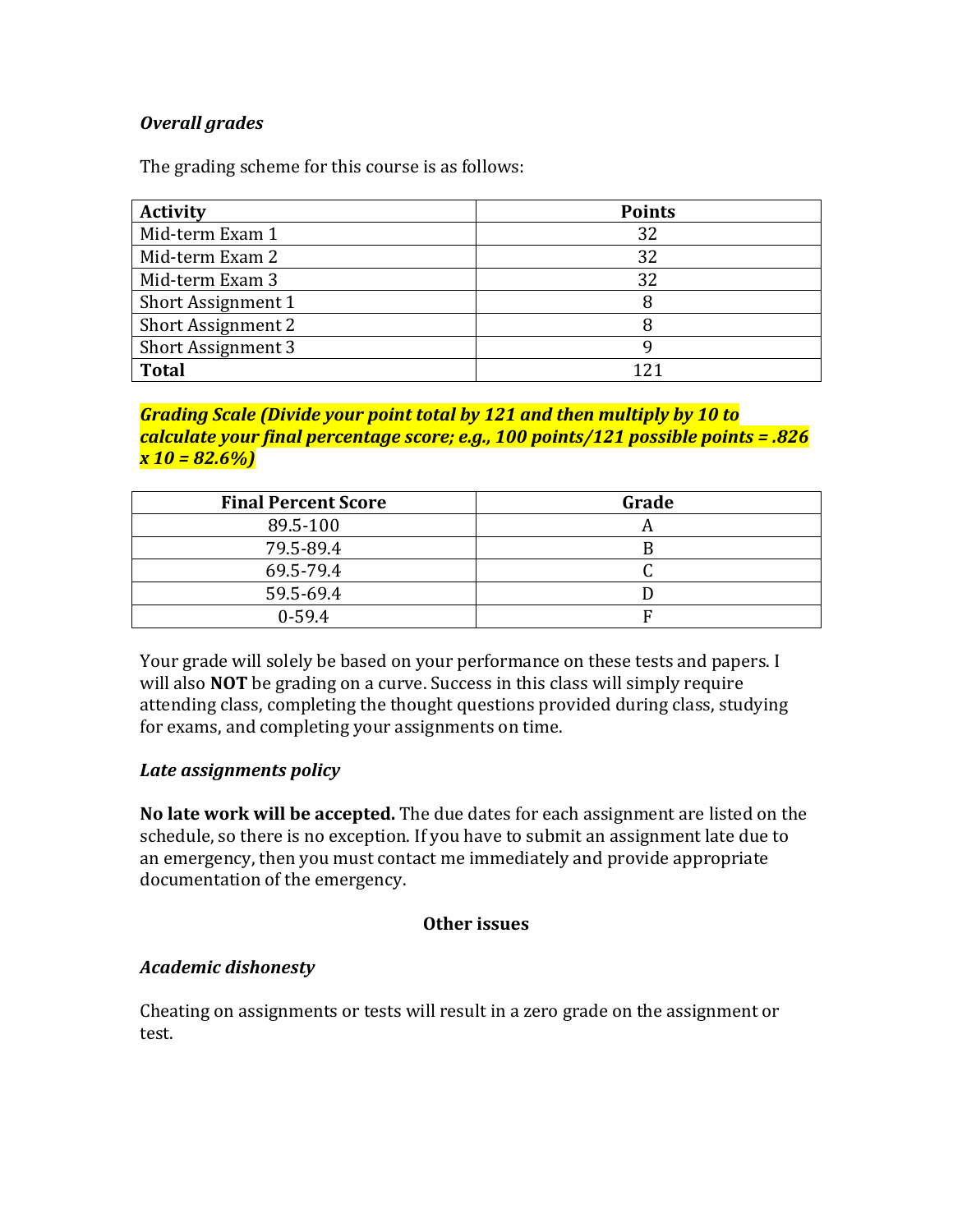### *Overall grades*

The grading scheme for this course is as follows:

| Activity | Points |
|---|---|
| Mid-term Exam 1 | 32 |
| Mid-term Exam 2 | 32 |
| Mid-term Exam 3 | 32 |
| Short Assignment 1 | 8 |
| Short Assignment 2 | 8 |
| Short Assignment 3 | 9 |
| **Total** | 121 |

***Grading Scale (Divide your point total by 121 and then multiply by 10 to calculate your final percentage score; e.g., 100 points/121 possible points = .826 x 10 = 82.6%)***

| Final Percent Score | Grade |
|---|---|
| 89.5-100 | A |
| 79.5-89.4 | B |
| 69.5-79.4 | C |
| 59.5-69.4 | D |
| 0-59.4 | F |

Your grade will solely be based on your performance on these tests and papers. I will also **NOT** be grading on a curve. Success in this class will simply require attending class, completing the thought questions provided during class, studying for exams, and completing your assignments on time.

### *Late assignments policy*

**No late work will be accepted.** The due dates for each assignment are listed on the schedule, so there is no exception. If you have to submit an assignment late due to an emergency, then you must contact me immediately and provide appropriate documentation of the emergency.

## Other issues

### *Academic dishonesty*

Cheating on assignments or tests will result in a zero grade on the assignment or test.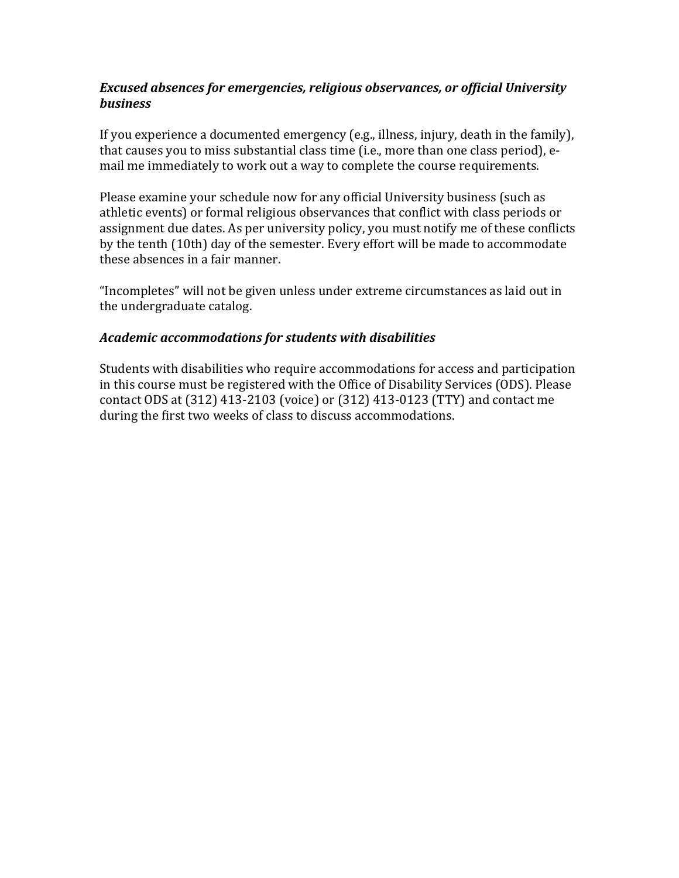### ***Excused absences for emergencies, religious observances, or official University business***

If you experience a documented emergency (e.g., illness, injury, death in the family), that causes you to miss substantial class time (i.e., more than one class period), e-mail me immediately to work out a way to complete the course requirements.

Please examine your schedule now for any official University business (such as athletic events) or formal religious observances that conflict with class periods or assignment due dates. As per university policy, you must notify me of these conflicts by the tenth (10th) day of the semester. Every effort will be made to accommodate these absences in a fair manner.

"Incompletes" will not be given unless under extreme circumstances as laid out in the undergraduate catalog.

### ***Academic accommodations for students with disabilities***

Students with disabilities who require accommodations for access and participation in this course must be registered with the Office of Disability Services (ODS). Please contact ODS at (312) 413-2103 (voice) or (312) 413-0123 (TTY) and contact me during the first two weeks of class to discuss accommodations.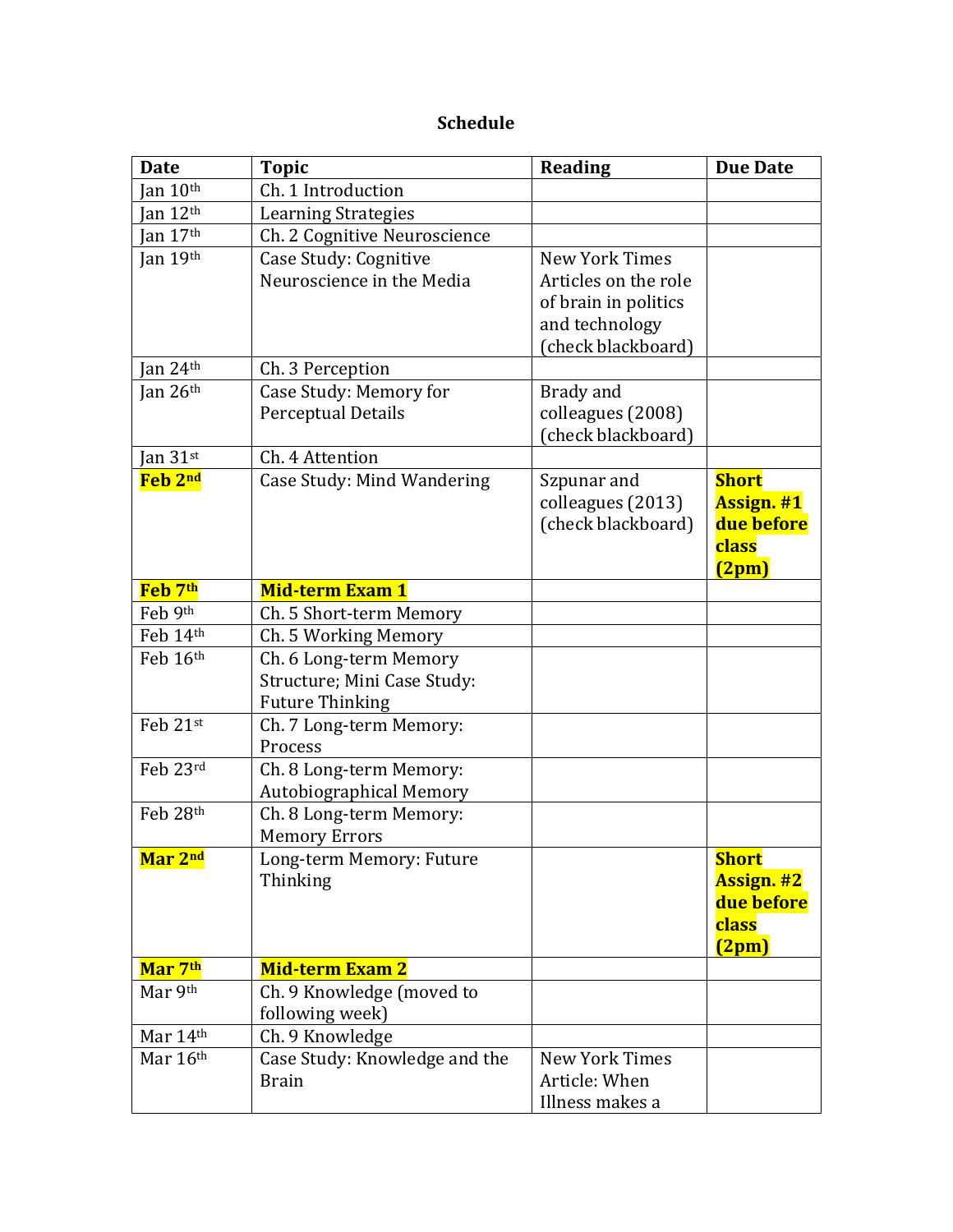**Schedule**

| Date | Topic | Reading | Due Date |
|---|---|---|---|
| Jan 10th | Ch. 1 Introduction | | |
| Jan 12th | Learning Strategies | | |
| Jan 17th | Ch. 2 Cognitive Neuroscience | | |
| Jan 19th | Case Study: Cognitive Neuroscience in the Media | New York Times Articles on the role of brain in politics and technology (check blackboard) | |
| Jan 24th | Ch. 3 Perception | | |
| Jan 26th | Case Study: Memory for Perceptual Details | Brady and colleagues (2008) (check blackboard) | |
| Jan 31st | Ch. 4 Attention | | |
| **Feb 2nd** | Case Study: Mind Wandering | Szpunar and colleagues (2013) (check blackboard) | **Short Assign. #1 due before class (2pm)** |
| **Feb 7th** | **Mid-term Exam 1** | | |
| Feb 9th | Ch. 5 Short-term Memory | | |
| Feb 14th | Ch. 5 Working Memory | | |
| Feb 16th | Ch. 6 Long-term Memory Structure; Mini Case Study: Future Thinking | | |
| Feb 21st | Ch. 7 Long-term Memory: Process | | |
| Feb 23rd | Ch. 8 Long-term Memory: Autobiographical Memory | | |
| Feb 28th | Ch. 8 Long-term Memory: Memory Errors | | |
| **Mar 2nd** | Long-term Memory: Future Thinking | | **Short Assign. #2 due before class (2pm)** |
| **Mar 7th** | **Mid-term Exam 2** | | |
| Mar 9th | Ch. 9 Knowledge (moved to following week) | | |
| Mar 14th | Ch. 9 Knowledge | | |
| Mar 16th | Case Study: Knowledge and the Brain | New York Times Article: When Illness makes a | |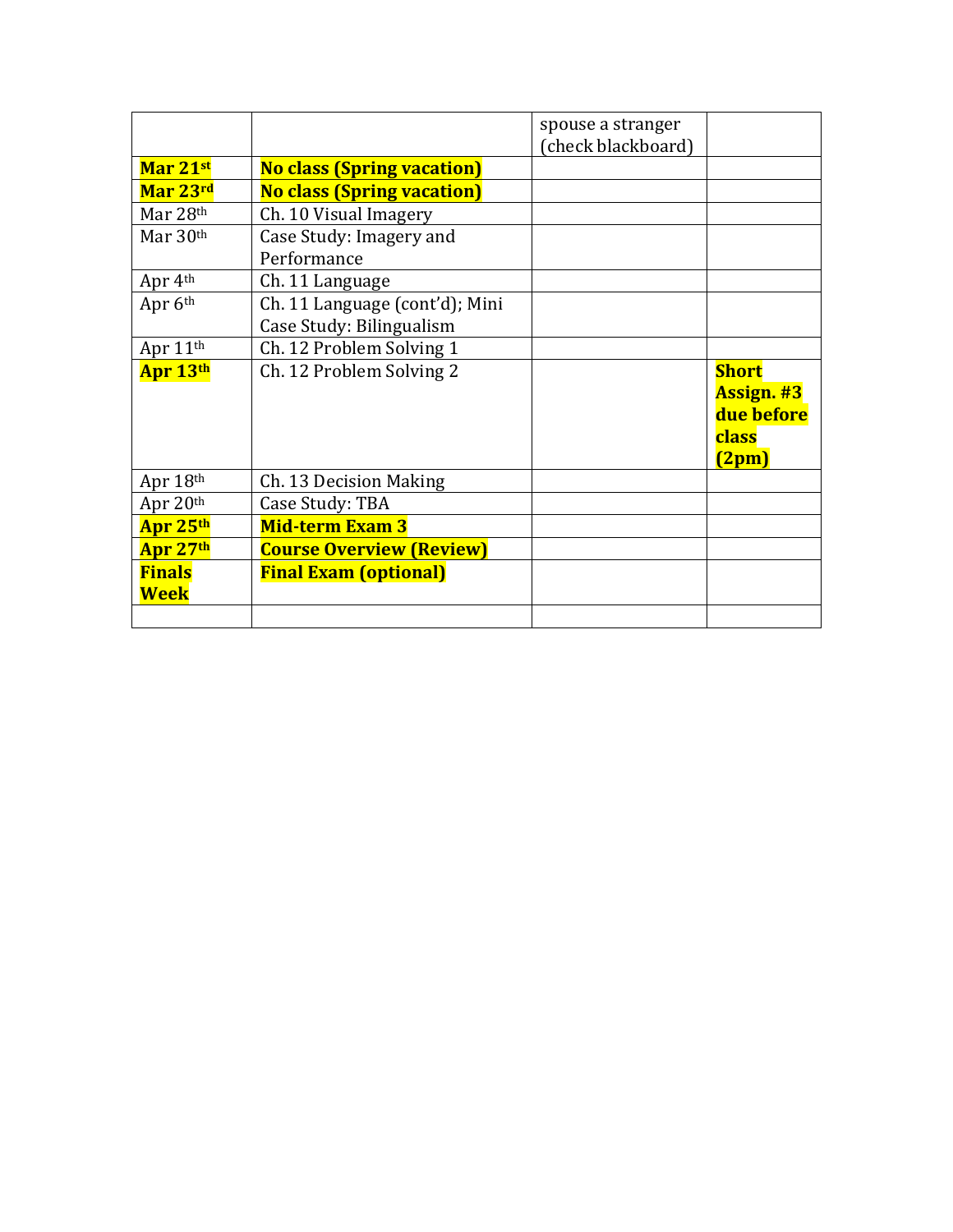| | | | |
|---|---|---|---|
| | | spouse a stranger (check blackboard) | |
| **Mar 21st** | **No class (Spring vacation)** | | |
| **Mar 23rd** | **No class (Spring vacation)** | | |
| Mar 28th | Ch. 10 Visual Imagery | | |
| Mar 30th | Case Study: Imagery and Performance | | |
| Apr 4th | Ch. 11 Language | | |
| Apr 6th | Ch. 11 Language (cont'd); Mini Case Study: Bilingualism | | |
| Apr 11th | Ch. 12 Problem Solving 1 | | |
| **Apr 13th** | Ch. 12 Problem Solving 2 | | **Short Assign. #3 due before class (2pm)** |
| Apr 18th | Ch. 13 Decision Making | | |
| Apr 20th | Case Study: TBA | | |
| **Apr 25th** | **Mid-term Exam 3** | | |
| **Apr 27th** | **Course Overview (Review)** | | |
| **Finals Week** | **Final Exam (optional)** | | |
| | | | |